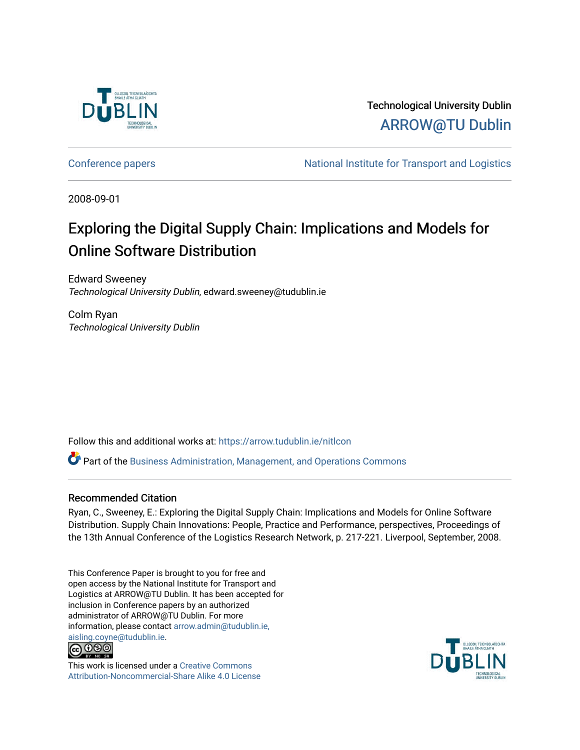Technological University Dublin

ARROW@TU Dublin

Conference papers — National Institute for Transport and Logistics

2008-09-01

# Exploring the Digital Supply Chain: Implications and Models for Online Software Distribution

Edward Sweeney
*Technological University Dublin*, edward.sweeney@tudublin.ie

Colm Ryan
*Technological University Dublin*

Follow this and additional works at: https://arrow.tudublin.ie/nitlcon

Part of the Business Administration, Management, and Operations Commons

## Recommended Citation

Ryan, C., Sweeney, E.: Exploring the Digital Supply Chain: Implications and Models for Online Software Distribution. Supply Chain Innovations: People, Practice and Performance, perspectives, Proceedings of the 13th Annual Conference of the Logistics Research Network, p. 217-221. Liverpool, September, 2008.

This Conference Paper is brought to you for free and open access by the National Institute for Transport and Logistics at ARROW@TU Dublin. It has been accepted for inclusion in Conference papers by an authorized administrator of ARROW@TU Dublin. For more information, please contact arrow.admin@tudublin.ie, aisling.coyne@tudublin.ie.

This work is licensed under a Creative Commons Attribution-Noncommercial-Share Alike 4.0 License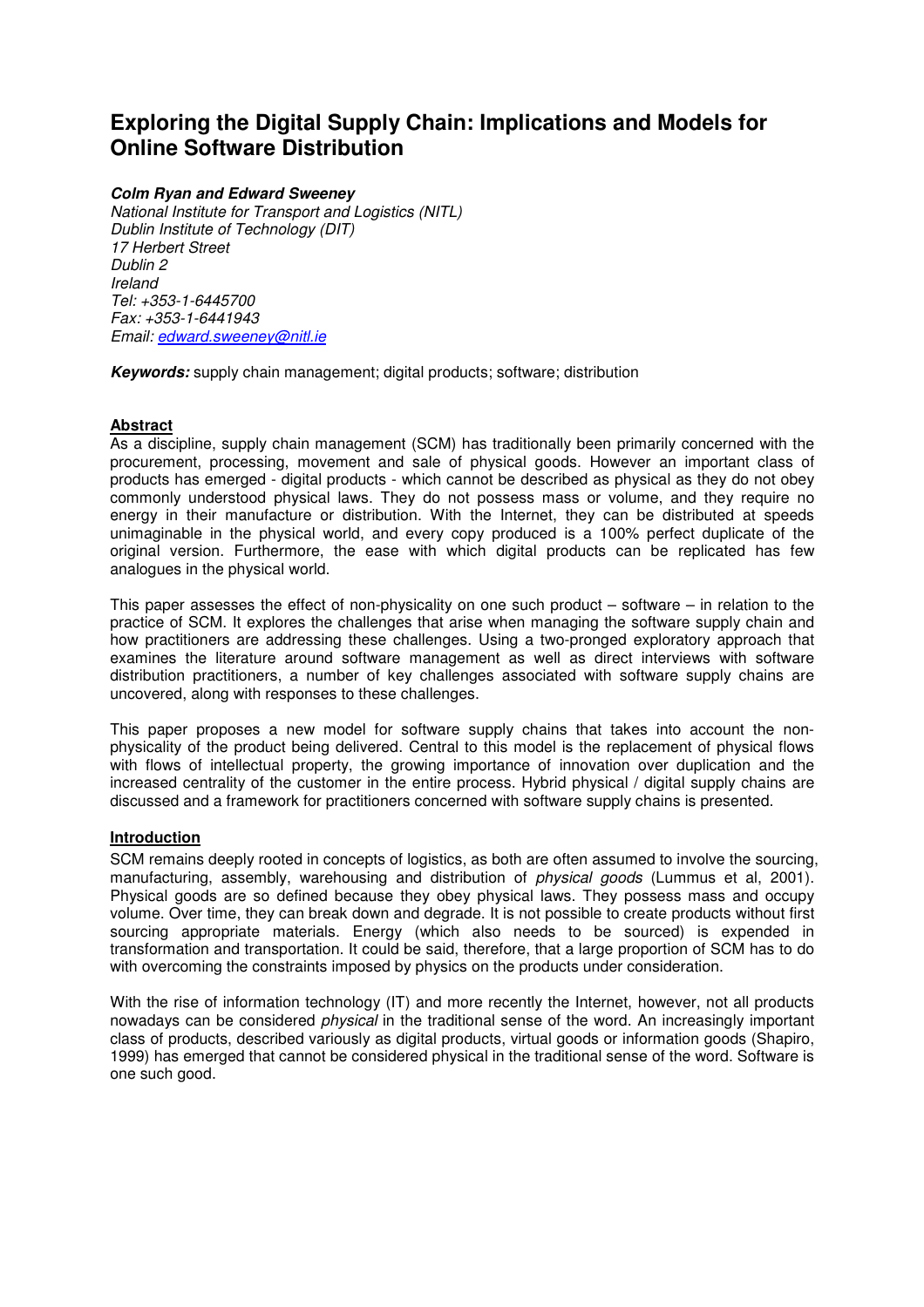# Exploring the Digital Supply Chain: Implications and Models for Online Software Distribution

***Colm Ryan and Edward Sweeney***

*National Institute for Transport and Logistics (NITL)*
*Dublin Institute of Technology (DIT)*
*17 Herbert Street*
*Dublin 2*
*Ireland*
*Tel: +353-1-6445700*
*Fax: +353-1-6441943*
*Email: edward.sweeney@nitl.ie*

***Keywords:*** supply chain management; digital products; software; distribution

## Abstract

As a discipline, supply chain management (SCM) has traditionally been primarily concerned with the procurement, processing, movement and sale of physical goods. However an important class of products has emerged - digital products - which cannot be described as physical as they do not obey commonly understood physical laws. They do not possess mass or volume, and they require no energy in their manufacture or distribution. With the Internet, they can be distributed at speeds unimaginable in the physical world, and every copy produced is a 100% perfect duplicate of the original version. Furthermore, the ease with which digital products can be replicated has few analogues in the physical world.

This paper assesses the effect of non-physicality on one such product – software – in relation to the practice of SCM. It explores the challenges that arise when managing the software supply chain and how practitioners are addressing these challenges. Using a two-pronged exploratory approach that examines the literature around software management as well as direct interviews with software distribution practitioners, a number of key challenges associated with software supply chains are uncovered, along with responses to these challenges.

This paper proposes a new model for software supply chains that takes into account the non-physicality of the product being delivered. Central to this model is the replacement of physical flows with flows of intellectual property, the growing importance of innovation over duplication and the increased centrality of the customer in the entire process. Hybrid physical / digital supply chains are discussed and a framework for practitioners concerned with software supply chains is presented.

## Introduction

SCM remains deeply rooted in concepts of logistics, as both are often assumed to involve the sourcing, manufacturing, assembly, warehousing and distribution of *physical goods* (Lummus et al, 2001). Physical goods are so defined because they obey physical laws. They possess mass and occupy volume. Over time, they can break down and degrade. It is not possible to create products without first sourcing appropriate materials. Energy (which also needs to be sourced) is expended in transformation and transportation. It could be said, therefore, that a large proportion of SCM has to do with overcoming the constraints imposed by physics on the products under consideration.

With the rise of information technology (IT) and more recently the Internet, however, not all products nowadays can be considered *physical* in the traditional sense of the word. An increasingly important class of products, described variously as digital products, virtual goods or information goods (Shapiro, 1999) has emerged that cannot be considered physical in the traditional sense of the word. Software is one such good.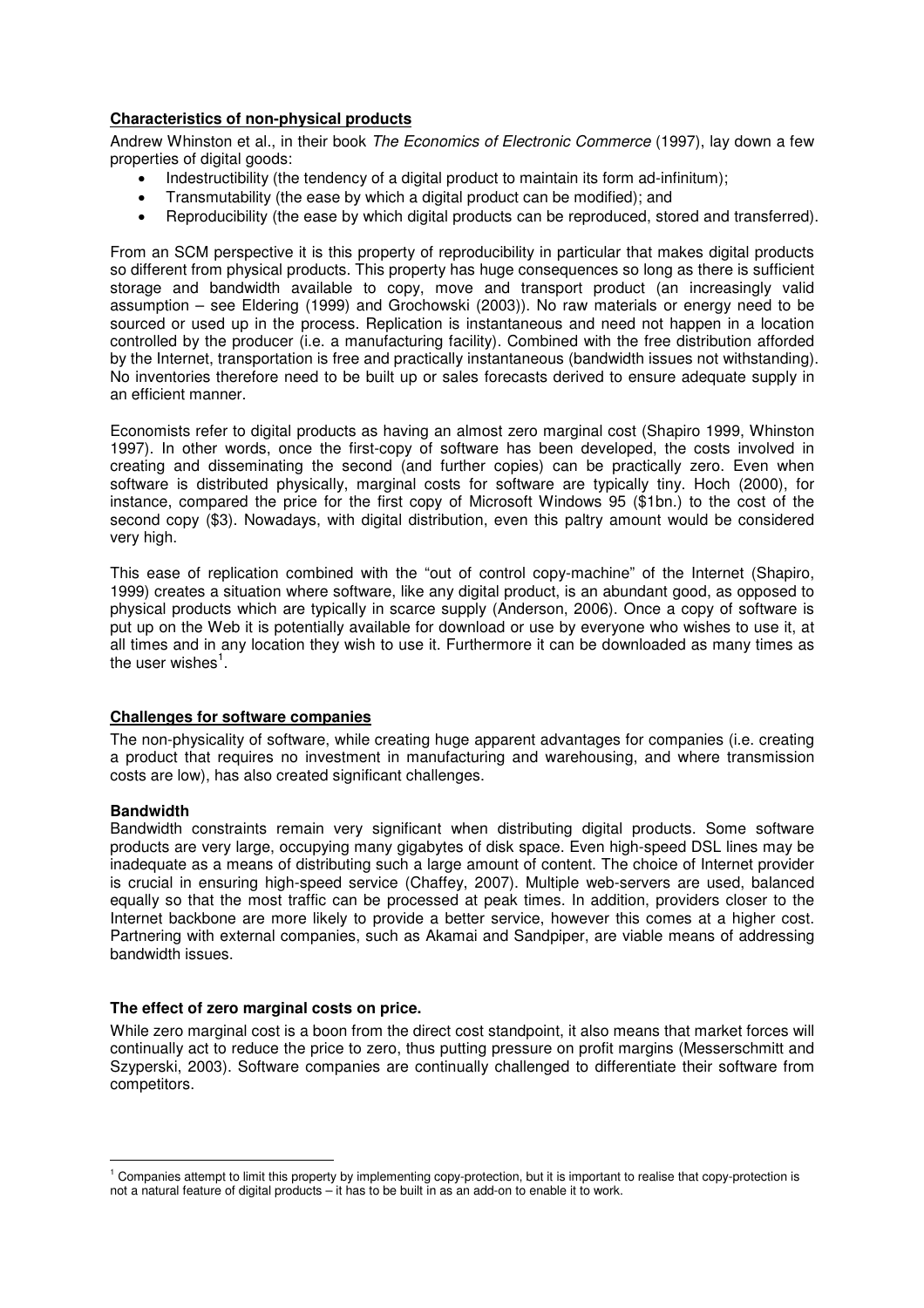**Characteristics of non-physical products**

Andrew Whinston et al., in their book *The Economics of Electronic Commerce* (1997), lay down a few properties of digital goods:

- Indestructibility (the tendency of a digital product to maintain its form ad-infinitum);
- Transmutability (the ease by which a digital product can be modified); and
- Reproducibility (the ease by which digital products can be reproduced, stored and transferred).

From an SCM perspective it is this property of reproducibility in particular that makes digital products so different from physical products. This property has huge consequences so long as there is sufficient storage and bandwidth available to copy, move and transport product (an increasingly valid assumption – see Eldering (1999) and Grochowski (2003)). No raw materials or energy need to be sourced or used up in the process. Replication is instantaneous and need not happen in a location controlled by the producer (i.e. a manufacturing facility). Combined with the free distribution afforded by the Internet, transportation is free and practically instantaneous (bandwidth issues not withstanding). No inventories therefore need to be built up or sales forecasts derived to ensure adequate supply in an efficient manner.

Economists refer to digital products as having an almost zero marginal cost (Shapiro 1999, Whinston 1997). In other words, once the first-copy of software has been developed, the costs involved in creating and disseminating the second (and further copies) can be practically zero. Even when software is distributed physically, marginal costs for software are typically tiny. Hoch (2000), for instance, compared the price for the first copy of Microsoft Windows 95 ($1bn.) to the cost of the second copy ($3). Nowadays, with digital distribution, even this paltry amount would be considered very high.

This ease of replication combined with the "out of control copy-machine" of the Internet (Shapiro, 1999) creates a situation where software, like any digital product, is an abundant good, as opposed to physical products which are typically in scarce supply (Anderson, 2006). Once a copy of software is put up on the Web it is potentially available for download or use by everyone who wishes to use it, at all times and in any location they wish to use it. Furthermore it can be downloaded as many times as the user wishes[1].

**Challenges for software companies**

The non-physicality of software, while creating huge apparent advantages for companies (i.e. creating a product that requires no investment in manufacturing and warehousing, and where transmission costs are low), has also created significant challenges.

**Bandwidth**

Bandwidth constraints remain very significant when distributing digital products. Some software products are very large, occupying many gigabytes of disk space. Even high-speed DSL lines may be inadequate as a means of distributing such a large amount of content. The choice of Internet provider is crucial in ensuring high-speed service (Chaffey, 2007). Multiple web-servers are used, balanced equally so that the most traffic can be processed at peak times. In addition, providers closer to the Internet backbone are more likely to provide a better service, however this comes at a higher cost. Partnering with external companies, such as Akamai and Sandpiper, are viable means of addressing bandwidth issues.

**The effect of zero marginal costs on price.**

While zero marginal cost is a boon from the direct cost standpoint, it also means that market forces will continually act to reduce the price to zero, thus putting pressure on profit margins (Messerschmitt and Szyperski, 2003). Software companies are continually challenged to differentiate their software from competitors.

[1] Companies attempt to limit this property by implementing copy-protection, but it is important to realise that copy-protection is not a natural feature of digital products – it has to be built in as an add-on to enable it to work.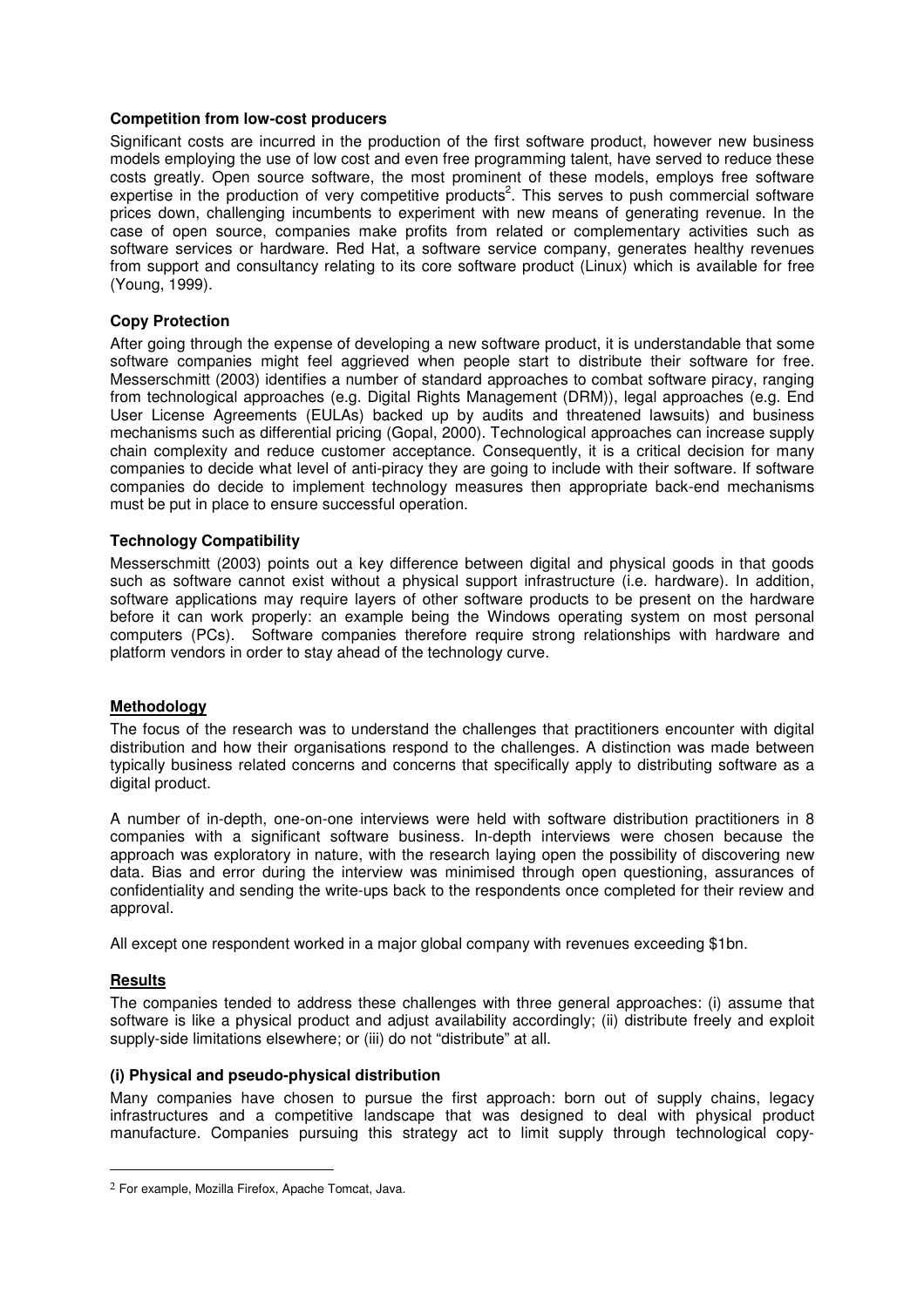**Competition from low-cost producers**

Significant costs are incurred in the production of the first software product, however new business models employing the use of low cost and even free programming talent, have served to reduce these costs greatly. Open source software, the most prominent of these models, employs free software expertise in the production of very competitive products[2]. This serves to push commercial software prices down, challenging incumbents to experiment with new means of generating revenue. In the case of open source, companies make profits from related or complementary activities such as software services or hardware. Red Hat, a software service company, generates healthy revenues from support and consultancy relating to its core software product (Linux) which is available for free (Young, 1999).

**Copy Protection**

After going through the expense of developing a new software product, it is understandable that some software companies might feel aggrieved when people start to distribute their software for free. Messerschmitt (2003) identifies a number of standard approaches to combat software piracy, ranging from technological approaches (e.g. Digital Rights Management (DRM)), legal approaches (e.g. End User License Agreements (EULAs) backed up by audits and threatened lawsuits) and business mechanisms such as differential pricing (Gopal, 2000). Technological approaches can increase supply chain complexity and reduce customer acceptance. Consequently, it is a critical decision for many companies to decide what level of anti-piracy they are going to include with their software. If software companies do decide to implement technology measures then appropriate back-end mechanisms must be put in place to ensure successful operation.

**Technology Compatibility**

Messerschmitt (2003) points out a key difference between digital and physical goods in that goods such as software cannot exist without a physical support infrastructure (i.e. hardware). In addition, software applications may require layers of other software products to be present on the hardware before it can work properly: an example being the Windows operating system on most personal computers (PCs). Software companies therefore require strong relationships with hardware and platform vendors in order to stay ahead of the technology curve.

## Methodology

The focus of the research was to understand the challenges that practitioners encounter with digital distribution and how their organisations respond to the challenges. A distinction was made between typically business related concerns and concerns that specifically apply to distributing software as a digital product.

A number of in-depth, one-on-one interviews were held with software distribution practitioners in 8 companies with a significant software business. In-depth interviews were chosen because the approach was exploratory in nature, with the research laying open the possibility of discovering new data. Bias and error during the interview was minimised through open questioning, assurances of confidentiality and sending the write-ups back to the respondents once completed for their review and approval.

All except one respondent worked in a major global company with revenues exceeding $1bn.

## Results

The companies tended to address these challenges with three general approaches: (i) assume that software is like a physical product and adjust availability accordingly; (ii) distribute freely and exploit supply-side limitations elsewhere; or (iii) do not "distribute" at all.

**(i) Physical and pseudo-physical distribution**

Many companies have chosen to pursue the first approach: born out of supply chains, legacy infrastructures and a competitive landscape that was designed to deal with physical product manufacture. Companies pursuing this strategy act to limit supply through technological copy-

[2] For example, Mozilla Firefox, Apache Tomcat, Java.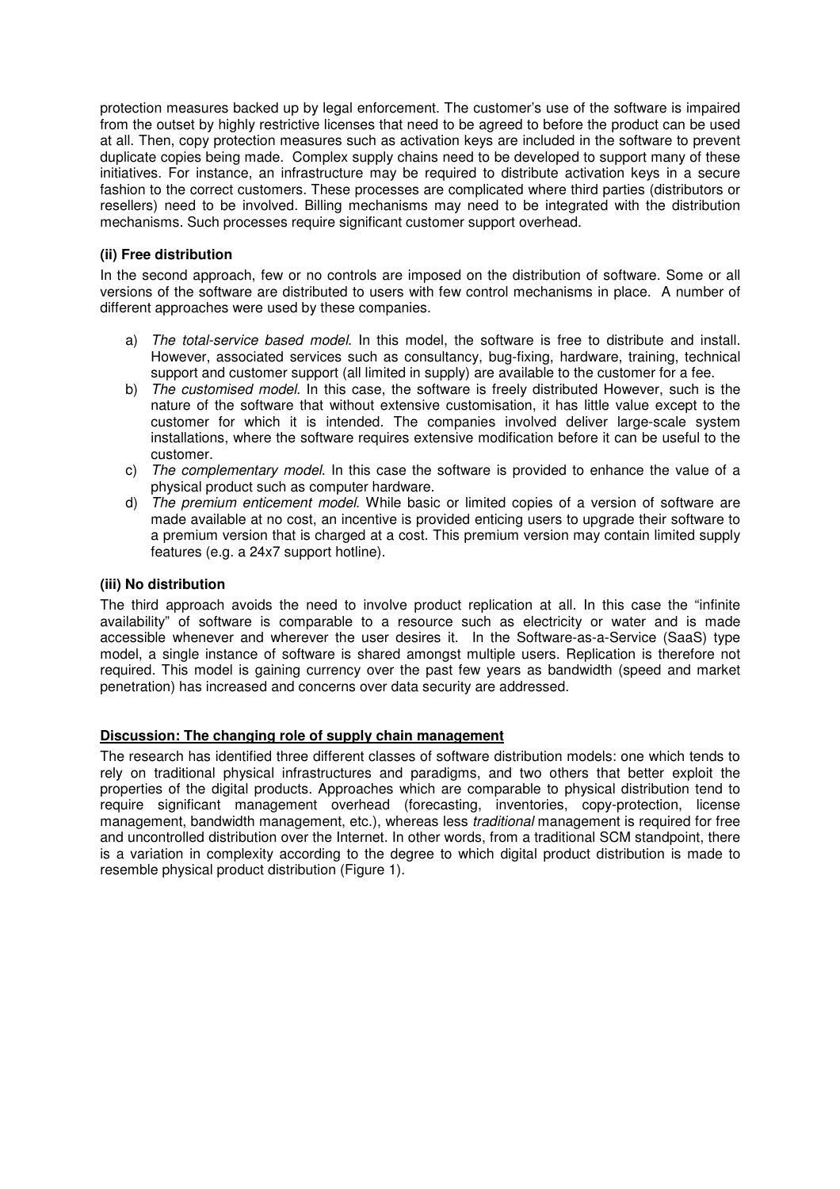protection measures backed up by legal enforcement. The customer's use of the software is impaired from the outset by highly restrictive licenses that need to be agreed to before the product can be used at all. Then, copy protection measures such as activation keys are included in the software to prevent duplicate copies being made. Complex supply chains need to be developed to support many of these initiatives. For instance, an infrastructure may be required to distribute activation keys in a secure fashion to the correct customers. These processes are complicated where third parties (distributors or resellers) need to be involved. Billing mechanisms may need to be integrated with the distribution mechanisms. Such processes require significant customer support overhead.

### (ii) Free distribution

In the second approach, few or no controls are imposed on the distribution of software. Some or all versions of the software are distributed to users with few control mechanisms in place. A number of different approaches were used by these companies.

a) *The total-service based model.* In this model, the software is free to distribute and install. However, associated services such as consultancy, bug-fixing, hardware, training, technical support and customer support (all limited in supply) are available to the customer for a fee.
b) *The customised model.* In this case, the software is freely distributed However, such is the nature of the software that without extensive customisation, it has little value except to the customer for which it is intended. The companies involved deliver large-scale system installations, where the software requires extensive modification before it can be useful to the customer.
c) *The complementary model.* In this case the software is provided to enhance the value of a physical product such as computer hardware.
d) *The premium enticement model.* While basic or limited copies of a version of software are made available at no cost, an incentive is provided enticing users to upgrade their software to a premium version that is charged at a cost. This premium version may contain limited supply features (e.g. a 24x7 support hotline).

### (iii) No distribution

The third approach avoids the need to involve product replication at all. In this case the "infinite availability" of software is comparable to a resource such as electricity or water and is made accessible whenever and wherever the user desires it. In the Software-as-a-Service (SaaS) type model, a single instance of software is shared amongst multiple users. Replication is therefore not required. This model is gaining currency over the past few years as bandwidth (speed and market penetration) has increased and concerns over data security are addressed.

## Discussion: The changing role of supply chain management

The research has identified three different classes of software distribution models: one which tends to rely on traditional physical infrastructures and paradigms, and two others that better exploit the properties of the digital products. Approaches which are comparable to physical distribution tend to require significant management overhead (forecasting, inventories, copy-protection, license management, bandwidth management, etc.), whereas less *traditional* management is required for free and uncontrolled distribution over the Internet. In other words, from a traditional SCM standpoint, there is a variation in complexity according to the degree to which digital product distribution is made to resemble physical product distribution (Figure 1).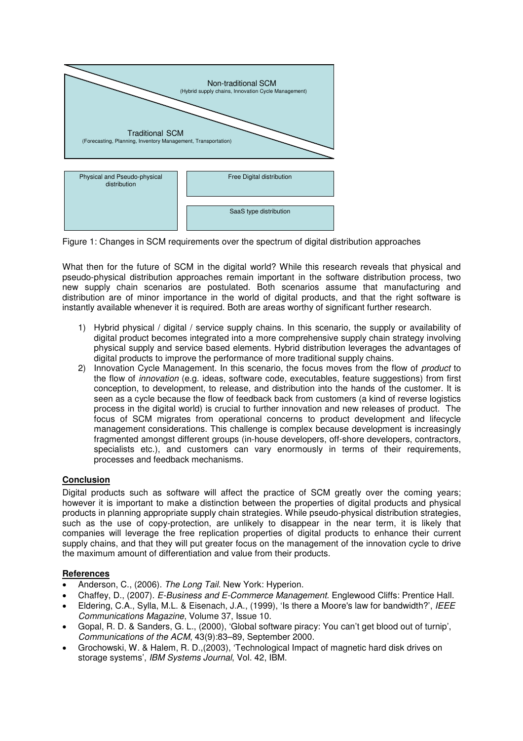Non-traditional SCM
(Hybrid supply chains, Innovation Cycle Management)

Traditional SCM
(Forecasting, Planning, Inventory Management, Transportation)

Physical and Pseudo-physical distribution

Free Digital distribution

SaaS type distribution

Figure 1: Changes in SCM requirements over the spectrum of digital distribution approaches

What then for the future of SCM in the digital world? While this research reveals that physical and pseudo-physical distribution approaches remain important in the software distribution process, two new supply chain scenarios are postulated. Both scenarios assume that manufacturing and distribution are of minor importance in the world of digital products, and that the right software is instantly available whenever it is required. Both are areas worthy of significant further research.

1) Hybrid physical / digital / service supply chains. In this scenario, the supply or availability of digital product becomes integrated into a more comprehensive supply chain strategy involving physical supply and service based elements. Hybrid distribution leverages the advantages of digital products to improve the performance of more traditional supply chains.
2) Innovation Cycle Management. In this scenario, the focus moves from the flow of *product* to the flow of *innovation* (e.g. ideas, software code, executables, feature suggestions) from first conception, to development, to release, and distribution into the hands of the customer. It is seen as a cycle because the flow of feedback back from customers (a kind of reverse logistics process in the digital world) is crucial to further innovation and new releases of product. The focus of SCM migrates from operational concerns to product development and lifecycle management considerations. This challenge is complex because development is increasingly fragmented amongst different groups (in-house developers, off-shore developers, contractors, specialists etc.), and customers can vary enormously in terms of their requirements, processes and feedback mechanisms.

## Conclusion

Digital products such as software will affect the practice of SCM greatly over the coming years; however it is important to make a distinction between the properties of digital products and physical products in planning appropriate supply chain strategies. While pseudo-physical distribution strategies, such as the use of copy-protection, are unlikely to disappear in the near term, it is likely that companies will leverage the free replication properties of digital products to enhance their current supply chains, and that they will put greater focus on the management of the innovation cycle to drive the maximum amount of differentiation and value from their products.

## References

- Anderson, C., (2006). *The Long Tail*. New York: Hyperion.
- Chaffey, D., (2007). *E-Business and E-Commerce Management*. Englewood Cliffs: Prentice Hall.
- Eldering, C.A., Sylla, M.L. & Eisenach, J.A., (1999), 'Is there a Moore's law for bandwidth?', *IEEE Communications Magazine*, Volume 37, Issue 10.
- Gopal, R. D. & Sanders, G. L., (2000), 'Global software piracy: You can't get blood out of turnip', *Communications of the ACM*, 43(9):83–89, September 2000.
- Grochowski, W. & Halem, R. D.,(2003), 'Technological Impact of magnetic hard disk drives on storage systems', *IBM Systems Journal*, Vol. 42, IBM.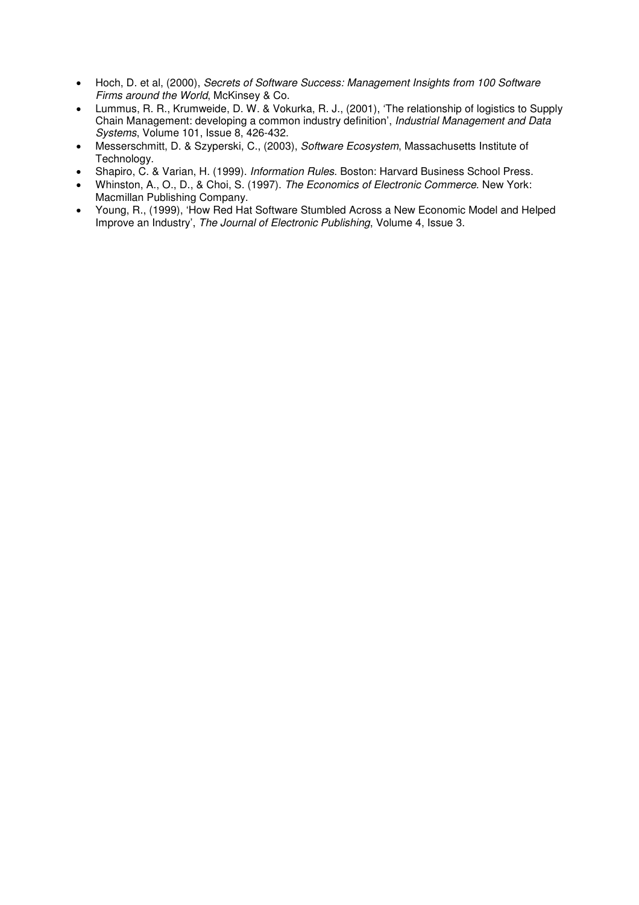- Hoch, D. et al, (2000), *Secrets of Software Success: Management Insights from 100 Software Firms around the World*, McKinsey & Co.
- Lummus, R. R., Krumweide, D. W. & Vokurka, R. J., (2001), 'The relationship of logistics to Supply Chain Management: developing a common industry definition', *Industrial Management and Data Systems*, Volume 101, Issue 8, 426-432.
- Messerschmitt, D. & Szyperski, C., (2003), *Software Ecosystem*, Massachusetts Institute of Technology.
- Shapiro, C. & Varian, H. (1999). *Information Rules.* Boston: Harvard Business School Press.
- Whinston, A., O., D., & Choi, S. (1997). *The Economics of Electronic Commerce*. New York: Macmillan Publishing Company.
- Young, R., (1999), 'How Red Hat Software Stumbled Across a New Economic Model and Helped Improve an Industry', *The Journal of Electronic Publishing*, Volume 4, Issue 3.